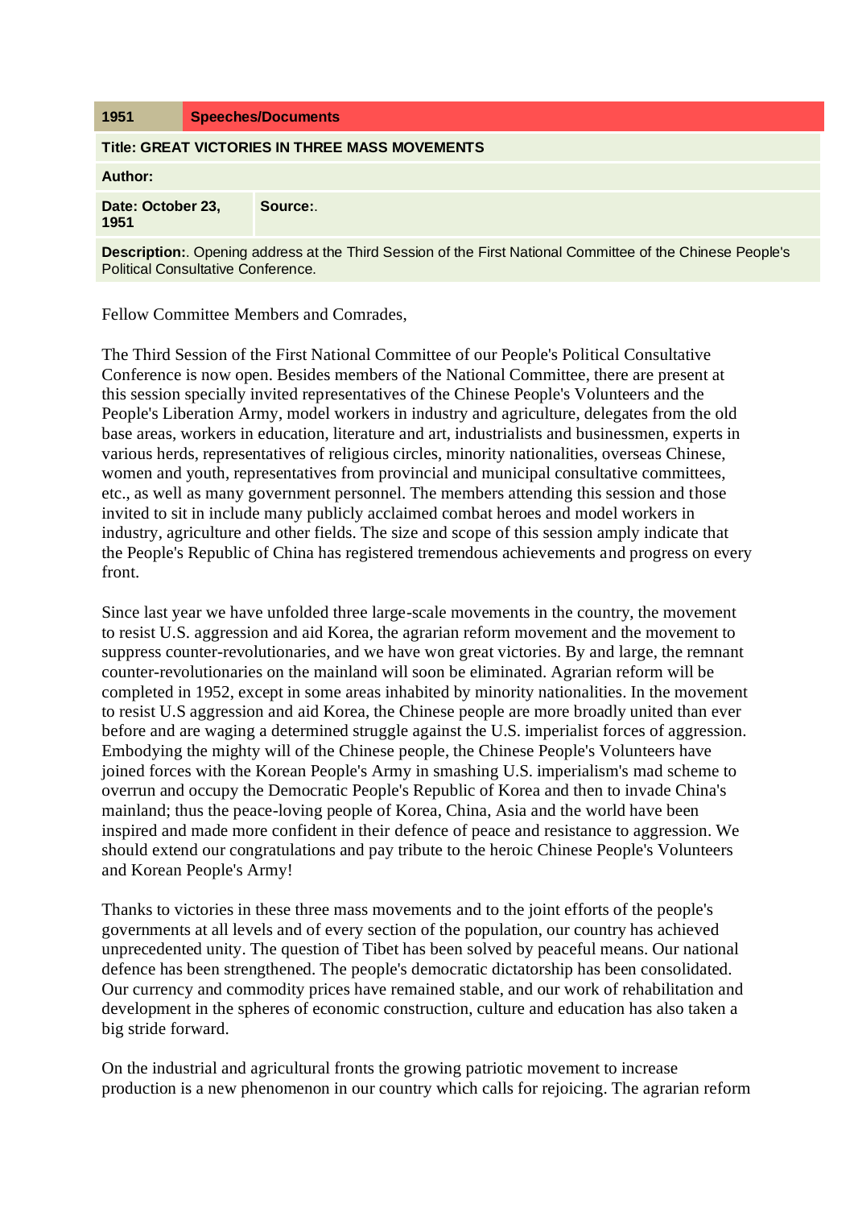| 1951 | Speeches/Documents |
|---|---|
| **Title: GREAT VICTORIES IN THREE MASS MOVEMENTS** | |
| **Author:** | |
| **Date: October 23, 1951** | **Source:**. |
| **Description:**. Opening address at the Third Session of the First National Committee of the Chinese People's Political Consultative Conference. | |

Fellow Committee Members and Comrades,

The Third Session of the First National Committee of our People's Political Consultative Conference is now open. Besides members of the National Committee, there are present at this session specially invited representatives of the Chinese People's Volunteers and the People's Liberation Army, model workers in industry and agriculture, delegates from the old base areas, workers in education, literature and art, industrialists and businessmen, experts in various herds, representatives of religious circles, minority nationalities, overseas Chinese, women and youth, representatives from provincial and municipal consultative committees, etc., as well as many government personnel. The members attending this session and those invited to sit in include many publicly acclaimed combat heroes and model workers in industry, agriculture and other fields. The size and scope of this session amply indicate that the People's Republic of China has registered tremendous achievements and progress on every front.

Since last year we have unfolded three large-scale movements in the country, the movement to resist U.S. aggression and aid Korea, the agrarian reform movement and the movement to suppress counter-revolutionaries, and we have won great victories. By and large, the remnant counter-revolutionaries on the mainland will soon be eliminated. Agrarian reform will be completed in 1952, except in some areas inhabited by minority nationalities. In the movement to resist U.S aggression and aid Korea, the Chinese people are more broadly united than ever before and are waging a determined struggle against the U.S. imperialist forces of aggression. Embodying the mighty will of the Chinese people, the Chinese People's Volunteers have joined forces with the Korean People's Army in smashing U.S. imperialism's mad scheme to overrun and occupy the Democratic People's Republic of Korea and then to invade China's mainland; thus the peace-loving people of Korea, China, Asia and the world have been inspired and made more confident in their defence of peace and resistance to aggression. We should extend our congratulations and pay tribute to the heroic Chinese People's Volunteers and Korean People's Army!

Thanks to victories in these three mass movements and to the joint efforts of the people's governments at all levels and of every section of the population, our country has achieved unprecedented unity. The question of Tibet has been solved by peaceful means. Our national defence has been strengthened. The people's democratic dictatorship has been consolidated. Our currency and commodity prices have remained stable, and our work of rehabilitation and development in the spheres of economic construction, culture and education has also taken a big stride forward.

On the industrial and agricultural fronts the growing patriotic movement to increase production is a new phenomenon in our country which calls for rejoicing. The agrarian reform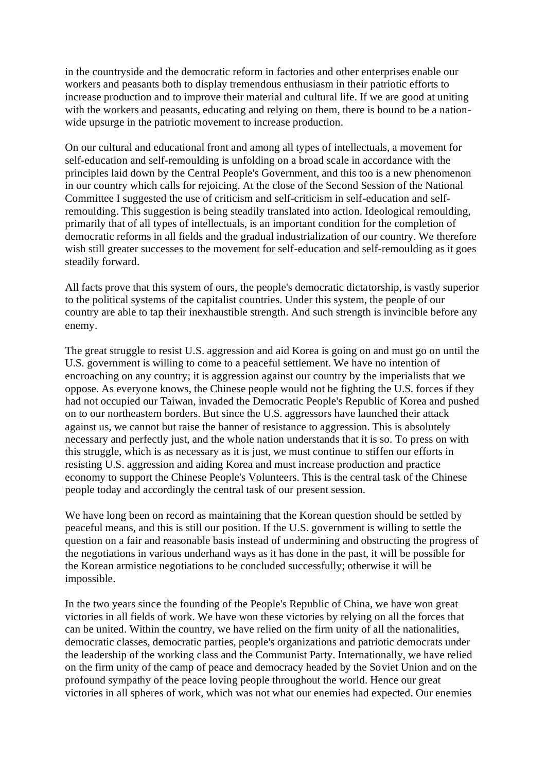in the countryside and the democratic reform in factories and other enterprises enable our workers and peasants both to display tremendous enthusiasm in their patriotic efforts to increase production and to improve their material and cultural life. If we are good at uniting with the workers and peasants, educating and relying on them, there is bound to be a nation-wide upsurge in the patriotic movement to increase production.

On our cultural and educational front and among all types of intellectuals, a movement for self-education and self-remoulding is unfolding on a broad scale in accordance with the principles laid down by the Central People's Government, and this too is a new phenomenon in our country which calls for rejoicing. At the close of the Second Session of the National Committee I suggested the use of criticism and self-criticism in self-education and self-remoulding. This suggestion is being steadily translated into action. Ideological remoulding, primarily that of all types of intellectuals, is an important condition for the completion of democratic reforms in all fields and the gradual industrialization of our country. We therefore wish still greater successes to the movement for self-education and self-remoulding as it goes steadily forward.

All facts prove that this system of ours, the people's democratic dictatorship, is vastly superior to the political systems of the capitalist countries. Under this system, the people of our country are able to tap their inexhaustible strength. And such strength is invincible before any enemy.

The great struggle to resist U.S. aggression and aid Korea is going on and must go on until the U.S. government is willing to come to a peaceful settlement. We have no intention of encroaching on any country; it is aggression against our country by the imperialists that we oppose. As everyone knows, the Chinese people would not be fighting the U.S. forces if they had not occupied our Taiwan, invaded the Democratic People's Republic of Korea and pushed on to our northeastern borders. But since the U.S. aggressors have launched their attack against us, we cannot but raise the banner of resistance to aggression. This is absolutely necessary and perfectly just, and the whole nation understands that it is so. To press on with this struggle, which is as necessary as it is just, we must continue to stiffen our efforts in resisting U.S. aggression and aiding Korea and must increase production and practice economy to support the Chinese People's Volunteers. This is the central task of the Chinese people today and accordingly the central task of our present session.

We have long been on record as maintaining that the Korean question should be settled by peaceful means, and this is still our position. If the U.S. government is willing to settle the question on a fair and reasonable basis instead of undermining and obstructing the progress of the negotiations in various underhand ways as it has done in the past, it will be possible for the Korean armistice negotiations to be concluded successfully; otherwise it will be impossible.

In the two years since the founding of the People's Republic of China, we have won great victories in all fields of work. We have won these victories by relying on all the forces that can be united. Within the country, we have relied on the firm unity of all the nationalities, democratic classes, democratic parties, people's organizations and patriotic democrats under the leadership of the working class and the Communist Party. Internationally, we have relied on the firm unity of the camp of peace and democracy headed by the Soviet Union and on the profound sympathy of the peace loving people throughout the world. Hence our great victories in all spheres of work, which was not what our enemies had expected. Our enemies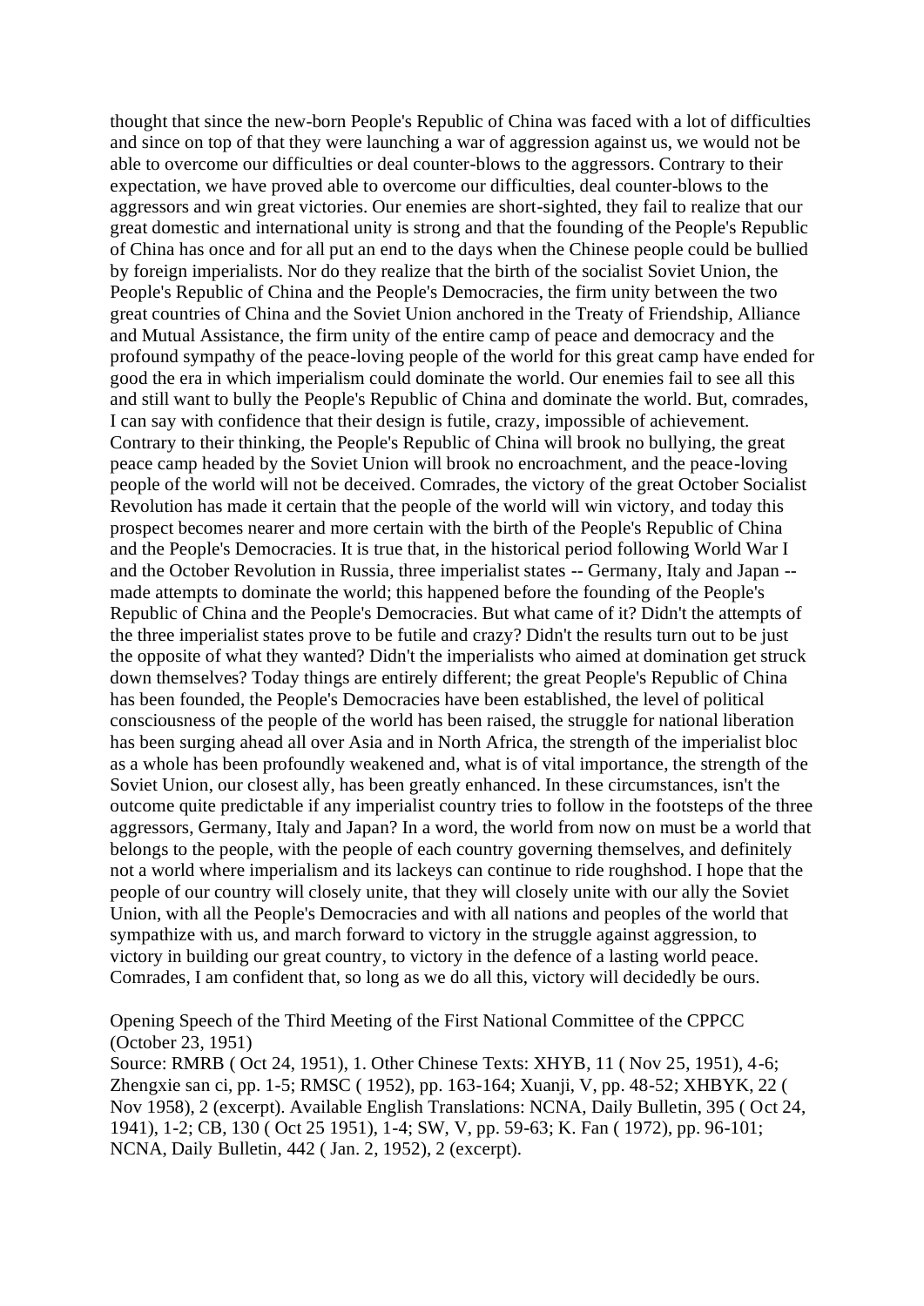thought that since the new-born People's Republic of China was faced with a lot of difficulties and since on top of that they were launching a war of aggression against us, we would not be able to overcome our difficulties or deal counter-blows to the aggressors. Contrary to their expectation, we have proved able to overcome our difficulties, deal counter-blows to the aggressors and win great victories. Our enemies are short-sighted, they fail to realize that our great domestic and international unity is strong and that the founding of the People's Republic of China has once and for all put an end to the days when the Chinese people could be bullied by foreign imperialists. Nor do they realize that the birth of the socialist Soviet Union, the People's Republic of China and the People's Democracies, the firm unity between the two great countries of China and the Soviet Union anchored in the Treaty of Friendship, Alliance and Mutual Assistance, the firm unity of the entire camp of peace and democracy and the profound sympathy of the peace-loving people of the world for this great camp have ended for good the era in which imperialism could dominate the world. Our enemies fail to see all this and still want to bully the People's Republic of China and dominate the world. But, comrades, I can say with confidence that their design is futile, crazy, impossible of achievement. Contrary to their thinking, the People's Republic of China will brook no bullying, the great peace camp headed by the Soviet Union will brook no encroachment, and the peace-loving people of the world will not be deceived. Comrades, the victory of the great October Socialist Revolution has made it certain that the people of the world will win victory, and today this prospect becomes nearer and more certain with the birth of the People's Republic of China and the People's Democracies. It is true that, in the historical period following World War I and the October Revolution in Russia, three imperialist states -- Germany, Italy and Japan -- made attempts to dominate the world; this happened before the founding of the People's Republic of China and the People's Democracies. But what came of it? Didn't the attempts of the three imperialist states prove to be futile and crazy? Didn't the results turn out to be just the opposite of what they wanted? Didn't the imperialists who aimed at domination get struck down themselves? Today things are entirely different; the great People's Republic of China has been founded, the People's Democracies have been established, the level of political consciousness of the people of the world has been raised, the struggle for national liberation has been surging ahead all over Asia and in North Africa, the strength of the imperialist bloc as a whole has been profoundly weakened and, what is of vital importance, the strength of the Soviet Union, our closest ally, has been greatly enhanced. In these circumstances, isn't the outcome quite predictable if any imperialist country tries to follow in the footsteps of the three aggressors, Germany, Italy and Japan? In a word, the world from now on must be a world that belongs to the people, with the people of each country governing themselves, and definitely not a world where imperialism and its lackeys can continue to ride roughshod. I hope that the people of our country will closely unite, that they will closely unite with our ally the Soviet Union, with all the People's Democracies and with all nations and peoples of the world that sympathize with us, and march forward to victory in the struggle against aggression, to victory in building our great country, to victory in the defence of a lasting world peace. Comrades, I am confident that, so long as we do all this, victory will decidedly be ours.

Opening Speech of the Third Meeting of the First National Committee of the CPPCC (October 23, 1951)
Source: RMRB ( Oct 24, 1951), 1. Other Chinese Texts: XHYB, 11 ( Nov 25, 1951), 4-6; Zhengxie san ci, pp. 1-5; RMSC ( 1952), pp. 163-164; Xuanji, V, pp. 48-52; XHBYK, 22 ( Nov 1958), 2 (excerpt). Available English Translations: NCNA, Daily Bulletin, 395 ( Oct 24, 1941), 1-2; CB, 130 ( Oct 25 1951), 1-4; SW, V, pp. 59-63; K. Fan ( 1972), pp. 96-101; NCNA, Daily Bulletin, 442 ( Jan. 2, 1952), 2 (excerpt).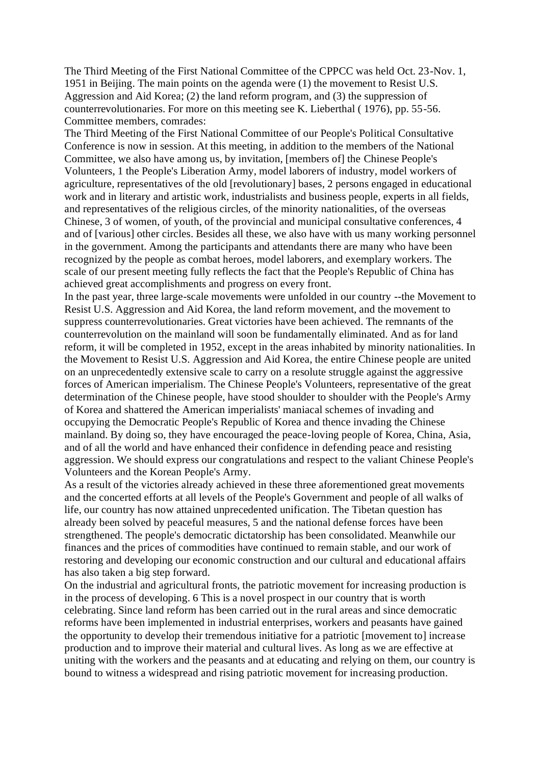The Third Meeting of the First National Committee of the CPPCC was held Oct. 23-Nov. 1, 1951 in Beijing. The main points on the agenda were (1) the movement to Resist U.S. Aggression and Aid Korea; (2) the land reform program, and (3) the suppression of counterrevolutionaries. For more on this meeting see K. Lieberthal ( 1976), pp. 55-56.

Committee members, comrades:

The Third Meeting of the First National Committee of our People's Political Consultative Conference is now in session. At this meeting, in addition to the members of the National Committee, we also have among us, by invitation, [members of] the Chinese People's Volunteers, 1 the People's Liberation Army, model laborers of industry, model workers of agriculture, representatives of the old [revolutionary] bases, 2 persons engaged in educational work and in literary and artistic work, industrialists and business people, experts in all fields, and representatives of the religious circles, of the minority nationalities, of the overseas Chinese, 3 of women, of youth, of the provincial and municipal consultative conferences, 4 and of [various] other circles. Besides all these, we also have with us many working personnel in the government. Among the participants and attendants there are many who have been recognized by the people as combat heroes, model laborers, and exemplary workers. The scale of our present meeting fully reflects the fact that the People's Republic of China has achieved great accomplishments and progress on every front.

In the past year, three large-scale movements were unfolded in our country --the Movement to Resist U.S. Aggression and Aid Korea, the land reform movement, and the movement to suppress counterrevolutionaries. Great victories have been achieved. The remnants of the counterrevolution on the mainland will soon be fundamentally eliminated. And as for land reform, it will be completed in 1952, except in the areas inhabited by minority nationalities. In the Movement to Resist U.S. Aggression and Aid Korea, the entire Chinese people are united on an unprecedentedly extensive scale to carry on a resolute struggle against the aggressive forces of American imperialism. The Chinese People's Volunteers, representative of the great determination of the Chinese people, have stood shoulder to shoulder with the People's Army of Korea and shattered the American imperialists' maniacal schemes of invading and occupying the Democratic People's Republic of Korea and thence invading the Chinese mainland. By doing so, they have encouraged the peace-loving people of Korea, China, Asia, and of all the world and have enhanced their confidence in defending peace and resisting aggression. We should express our congratulations and respect to the valiant Chinese People's Volunteers and the Korean People's Army.

As a result of the victories already achieved in these three aforementioned great movements and the concerted efforts at all levels of the People's Government and people of all walks of life, our country has now attained unprecedented unification. The Tibetan question has already been solved by peaceful measures, 5 and the national defense forces have been strengthened. The people's democratic dictatorship has been consolidated. Meanwhile our finances and the prices of commodities have continued to remain stable, and our work of restoring and developing our economic construction and our cultural and educational affairs has also taken a big step forward.

On the industrial and agricultural fronts, the patriotic movement for increasing production is in the process of developing. 6 This is a novel prospect in our country that is worth celebrating. Since land reform has been carried out in the rural areas and since democratic reforms have been implemented in industrial enterprises, workers and peasants have gained the opportunity to develop their tremendous initiative for a patriotic [movement to] increase production and to improve their material and cultural lives. As long as we are effective at uniting with the workers and the peasants and at educating and relying on them, our country is bound to witness a widespread and rising patriotic movement for increasing production.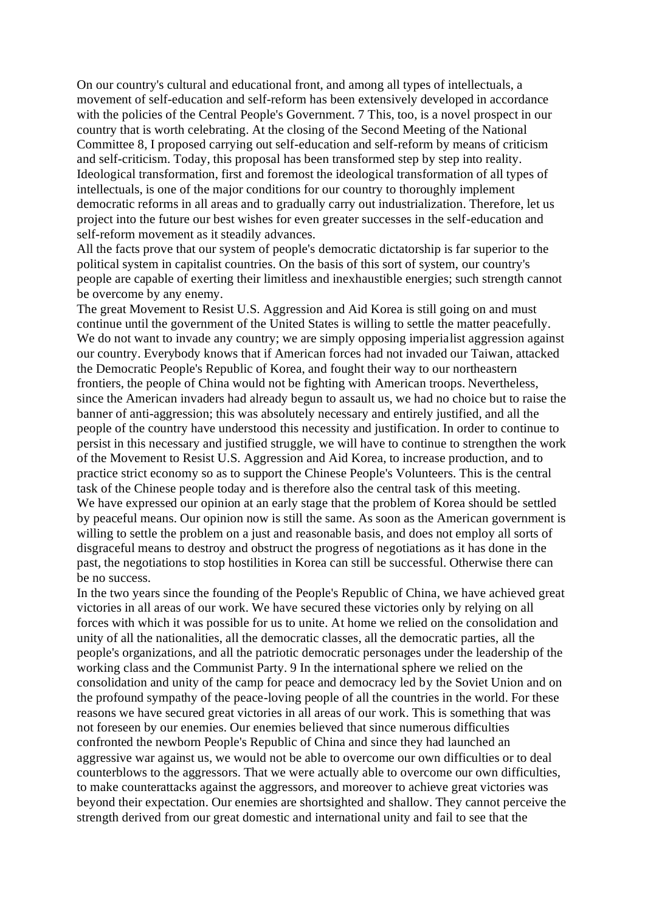On our country's cultural and educational front, and among all types of intellectuals, a movement of self-education and self-reform has been extensively developed in accordance with the policies of the Central People's Government. 7 This, too, is a novel prospect in our country that is worth celebrating. At the closing of the Second Meeting of the National Committee 8, I proposed carrying out self-education and self-reform by means of criticism and self-criticism. Today, this proposal has been transformed step by step into reality. Ideological transformation, first and foremost the ideological transformation of all types of intellectuals, is one of the major conditions for our country to thoroughly implement democratic reforms in all areas and to gradually carry out industrialization. Therefore, let us project into the future our best wishes for even greater successes in the self-education and self-reform movement as it steadily advances.

All the facts prove that our system of people's democratic dictatorship is far superior to the political system in capitalist countries. On the basis of this sort of system, our country's people are capable of exerting their limitless and inexhaustible energies; such strength cannot be overcome by any enemy.

The great Movement to Resist U.S. Aggression and Aid Korea is still going on and must continue until the government of the United States is willing to settle the matter peacefully. We do not want to invade any country; we are simply opposing imperialist aggression against our country. Everybody knows that if American forces had not invaded our Taiwan, attacked the Democratic People's Republic of Korea, and fought their way to our northeastern frontiers, the people of China would not be fighting with American troops. Nevertheless, since the American invaders had already begun to assault us, we had no choice but to raise the banner of anti-aggression; this was absolutely necessary and entirely justified, and all the people of the country have understood this necessity and justification. In order to continue to persist in this necessary and justified struggle, we will have to continue to strengthen the work of the Movement to Resist U.S. Aggression and Aid Korea, to increase production, and to practice strict economy so as to support the Chinese People's Volunteers. This is the central task of the Chinese people today and is therefore also the central task of this meeting.

We have expressed our opinion at an early stage that the problem of Korea should be settled by peaceful means. Our opinion now is still the same. As soon as the American government is willing to settle the problem on a just and reasonable basis, and does not employ all sorts of disgraceful means to destroy and obstruct the progress of negotiations as it has done in the past, the negotiations to stop hostilities in Korea can still be successful. Otherwise there can be no success.

In the two years since the founding of the People's Republic of China, we have achieved great victories in all areas of our work. We have secured these victories only by relying on all forces with which it was possible for us to unite. At home we relied on the consolidation and unity of all the nationalities, all the democratic classes, all the democratic parties, all the people's organizations, and all the patriotic democratic personages under the leadership of the working class and the Communist Party. 9 In the international sphere we relied on the consolidation and unity of the camp for peace and democracy led by the Soviet Union and on the profound sympathy of the peace-loving people of all the countries in the world. For these reasons we have secured great victories in all areas of our work. This is something that was not foreseen by our enemies. Our enemies believed that since numerous difficulties confronted the newborn People's Republic of China and since they had launched an aggressive war against us, we would not be able to overcome our own difficulties or to deal counterblows to the aggressors. That we were actually able to overcome our own difficulties, to make counterattacks against the aggressors, and moreover to achieve great victories was beyond their expectation. Our enemies are shortsighted and shallow. They cannot perceive the strength derived from our great domestic and international unity and fail to see that the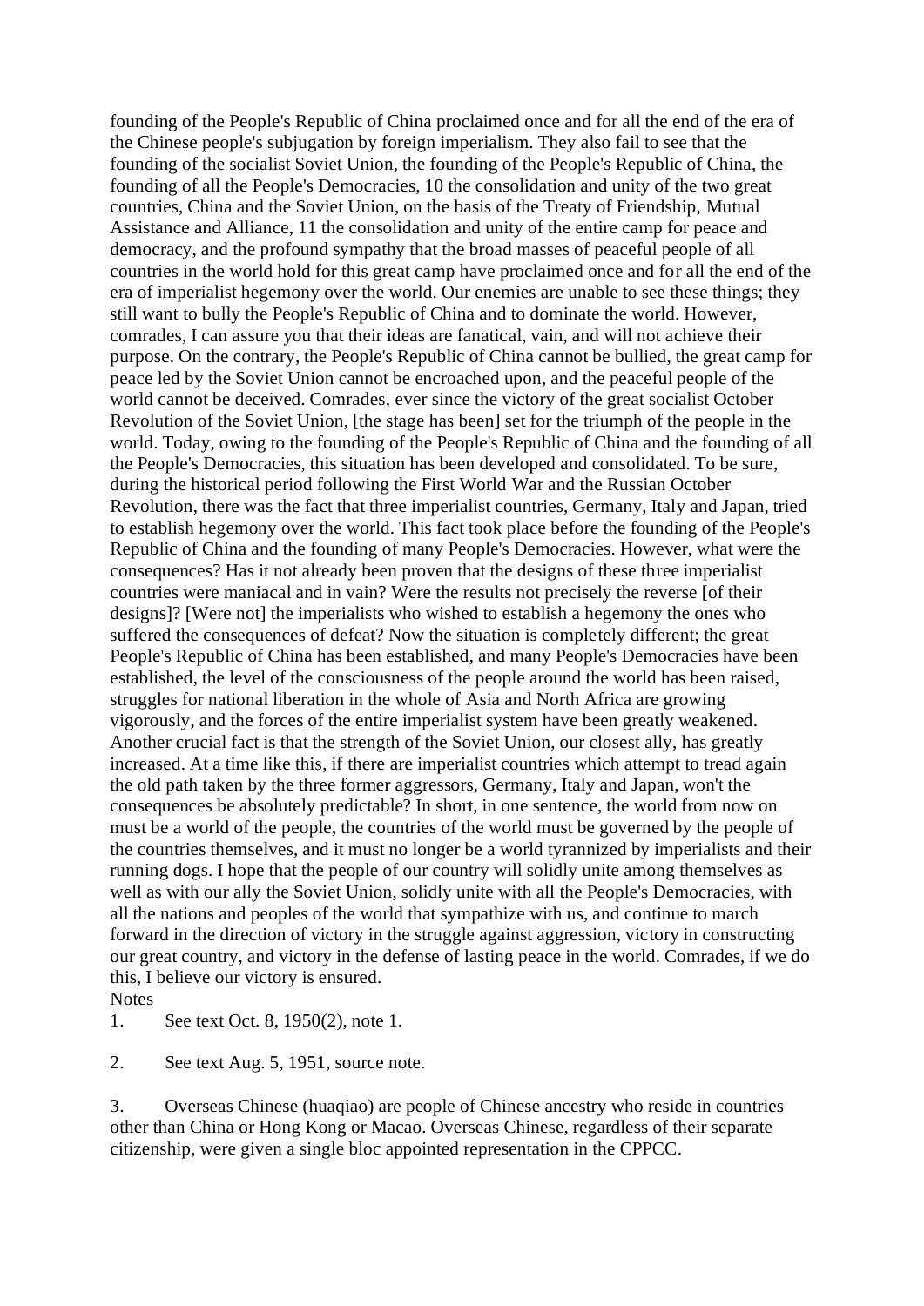founding of the People's Republic of China proclaimed once and for all the end of the era of the Chinese people's subjugation by foreign imperialism. They also fail to see that the founding of the socialist Soviet Union, the founding of the People's Republic of China, the founding of all the People's Democracies, 10 the consolidation and unity of the two great countries, China and the Soviet Union, on the basis of the Treaty of Friendship, Mutual Assistance and Alliance, 11 the consolidation and unity of the entire camp for peace and democracy, and the profound sympathy that the broad masses of peaceful people of all countries in the world hold for this great camp have proclaimed once and for all the end of the era of imperialist hegemony over the world. Our enemies are unable to see these things; they still want to bully the People's Republic of China and to dominate the world. However, comrades, I can assure you that their ideas are fanatical, vain, and will not achieve their purpose. On the contrary, the People's Republic of China cannot be bullied, the great camp for peace led by the Soviet Union cannot be encroached upon, and the peaceful people of the world cannot be deceived. Comrades, ever since the victory of the great socialist October Revolution of the Soviet Union, [the stage has been] set for the triumph of the people in the world. Today, owing to the founding of the People's Republic of China and the founding of all the People's Democracies, this situation has been developed and consolidated. To be sure, during the historical period following the First World War and the Russian October Revolution, there was the fact that three imperialist countries, Germany, Italy and Japan, tried to establish hegemony over the world. This fact took place before the founding of the People's Republic of China and the founding of many People's Democracies. However, what were the consequences? Has it not already been proven that the designs of these three imperialist countries were maniacal and in vain? Were the results not precisely the reverse [of their designs]? [Were not] the imperialists who wished to establish a hegemony the ones who suffered the consequences of defeat? Now the situation is completely different; the great People's Republic of China has been established, and many People's Democracies have been established, the level of the consciousness of the people around the world has been raised, struggles for national liberation in the whole of Asia and North Africa are growing vigorously, and the forces of the entire imperialist system have been greatly weakened. Another crucial fact is that the strength of the Soviet Union, our closest ally, has greatly increased. At a time like this, if there are imperialist countries which attempt to tread again the old path taken by the three former aggressors, Germany, Italy and Japan, won't the consequences be absolutely predictable? In short, in one sentence, the world from now on must be a world of the people, the countries of the world must be governed by the people of the countries themselves, and it must no longer be a world tyrannized by imperialists and their running dogs. I hope that the people of our country will solidly unite among themselves as well as with our ally the Soviet Union, solidly unite with all the People's Democracies, with all the nations and peoples of the world that sympathize with us, and continue to march forward in the direction of victory in the struggle against aggression, victory in constructing our great country, and victory in the defense of lasting peace in the world. Comrades, if we do this, I believe our victory is ensured.

Notes

1. See text Oct. 8, 1950(2), note 1.

2. See text Aug. 5, 1951, source note.

3. Overseas Chinese (huaqiao) are people of Chinese ancestry who reside in countries other than China or Hong Kong or Macao. Overseas Chinese, regardless of their separate citizenship, were given a single bloc appointed representation in the CPPCC.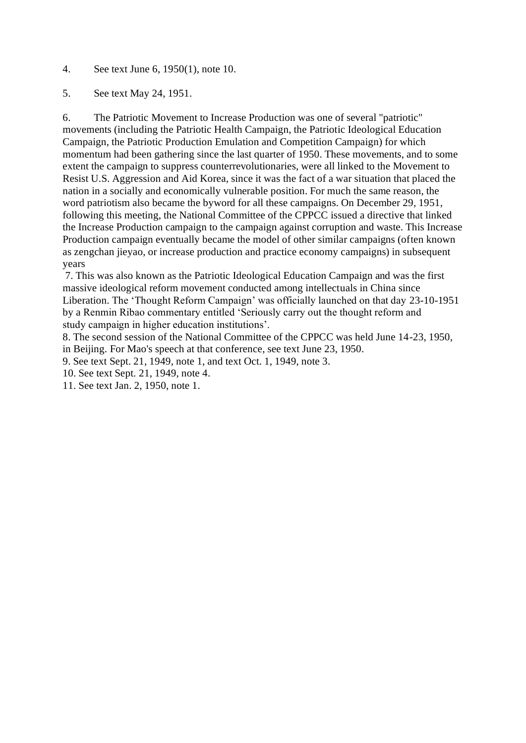4. See text June 6, 1950(1), note 10.

5. See text May 24, 1951.

6. The Patriotic Movement to Increase Production was one of several "patriotic" movements (including the Patriotic Health Campaign, the Patriotic Ideological Education Campaign, the Patriotic Production Emulation and Competition Campaign) for which momentum had been gathering since the last quarter of 1950. These movements, and to some extent the campaign to suppress counterrevolutionaries, were all linked to the Movement to Resist U.S. Aggression and Aid Korea, since it was the fact of a war situation that placed the nation in a socially and economically vulnerable position. For much the same reason, the word patriotism also became the byword for all these campaigns. On December 29, 1951, following this meeting, the National Committee of the CPPCC issued a directive that linked the Increase Production campaign to the campaign against corruption and waste. This Increase Production campaign eventually became the model of other similar campaigns (often known as zengchan jieyao, or increase production and practice economy campaigns) in subsequent years

7. This was also known as the Patriotic Ideological Education Campaign and was the first massive ideological reform movement conducted among intellectuals in China since Liberation. The 'Thought Reform Campaign' was officially launched on that day 23-10-1951 by a Renmin Ribao commentary entitled 'Seriously carry out the thought reform and study campaign in higher education institutions'.

8. The second session of the National Committee of the CPPCC was held June 14-23, 1950, in Beijing. For Mao's speech at that conference, see text June 23, 1950.

9. See text Sept. 21, 1949, note 1, and text Oct. 1, 1949, note 3.

10. See text Sept. 21, 1949, note 4.

11. See text Jan. 2, 1950, note 1.